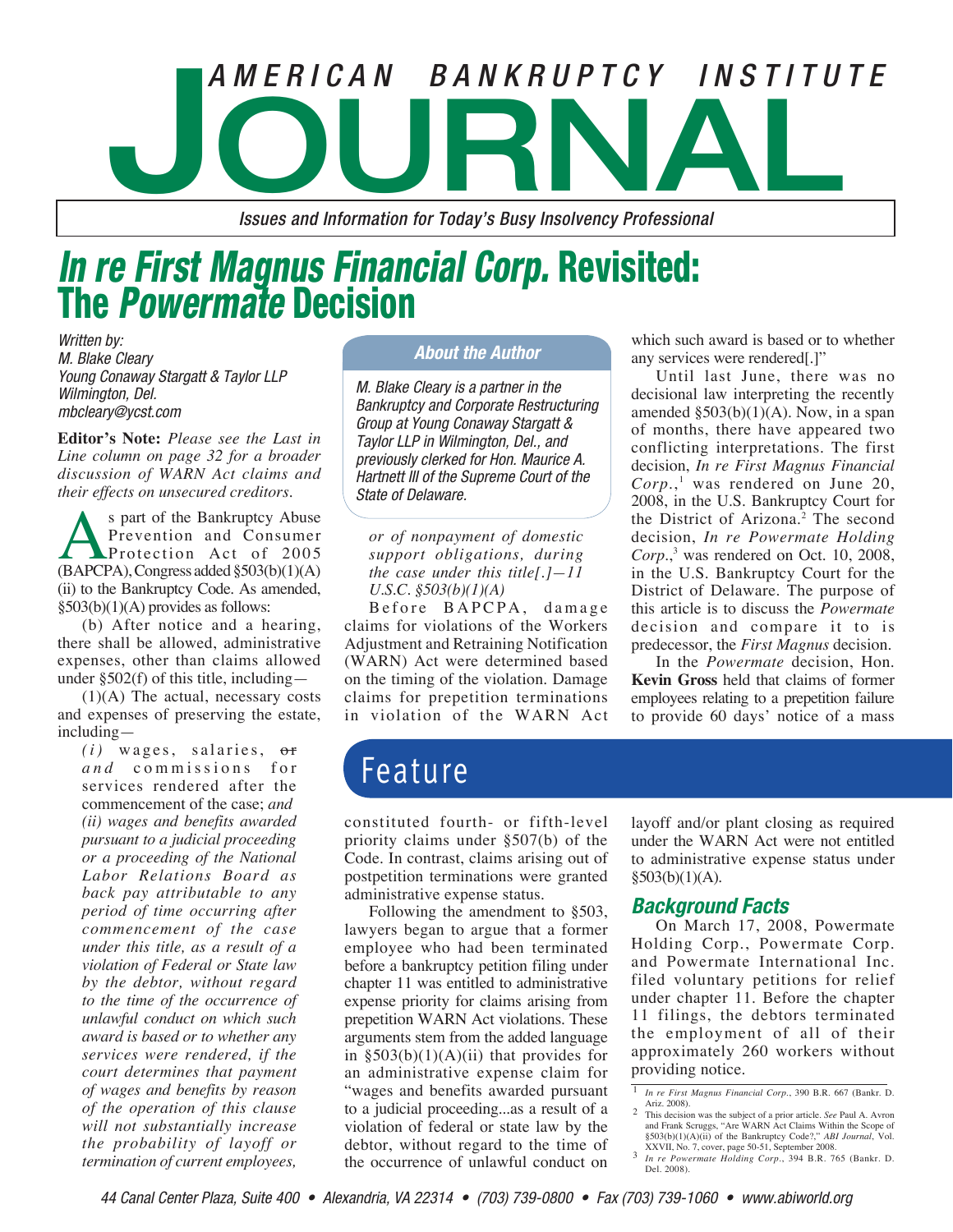# *In re First Magnus Financial Corp.* Revisited: The *Powermate* Decision

*Written by:*
*M. Blake Cleary*
*Young Conaway Stargatt & Taylor LLP*
*Wilmington, Del.*
*mbcleary@ycst.com*

**About the Author**

*M. Blake Cleary is a partner in the Bankruptcy and Corporate Restructuring Group at Young Conaway Stargatt & Taylor LLP in Wilmington, Del., and previously clerked for Hon. Maurice A. Hartnett III of the Supreme Court of the State of Delaware.*

**Editor's Note:** *Please see the Last in Line column on page 32 for a broader discussion of WARN Act claims and their effects on unsecured creditors.*

As part of the Bankruptcy Abuse Prevention and Consumer Protection Act of 2005 (BAPCPA), Congress added §503(b)(1)(A)(ii) to the Bankruptcy Code. As amended, §503(b)(1)(A) provides as follows:

(b) After notice and a hearing, there shall be allowed, administrative expenses, other than claims allowed under §502(f) of this title, including—

(1)(A) The actual, necessary costs and expenses of preserving the estate, including—

> *(i)* wages, salaries, ~~or~~ *and* commissions for services rendered after the commencement of the case; *and (ii) wages and benefits awarded pursuant to a judicial proceeding or a proceeding of the National Labor Relations Board as back pay attributable to any period of time occurring after commencement of the case under this title, as a result of a violation of Federal or State law by the debtor, without regard to the time of the occurrence of unlawful conduct on which such award is based or to whether any services were rendered, if the court determines that payment of wages and benefits by reason of the operation of this clause will not substantially increase the probability of layoff or termination of current employees, or of nonpayment of domestic support obligations, during the case under this title[.]—11 U.S.C. §503(b)(1)(A)*

Before BAPCPA, damage claims for violations of the Workers Adjustment and Retraining Notification (WARN) Act were determined based on the timing of the violation. Damage claims for prepetition terminations in violation of the WARN Act constituted fourth- or fifth-level priority claims under §507(b) of the Code. In contrast, claims arising out of postpetition terminations were granted administrative expense status.

Following the amendment to §503, lawyers began to argue that a former employee who had been terminated before a bankruptcy petition filing under chapter 11 was entitled to administrative expense priority for claims arising from prepetition WARN Act violations. These arguments stem from the added language in §503(b)(1)(A)(ii) that provides for an administrative expense claim for "wages and benefits awarded pursuant to a judicial proceeding...as a result of a violation of federal or state law by the debtor, without regard to the time of the occurrence of unlawful conduct on which such award is based or to whether any services were rendered[.]"

Until last June, there was no decisional law interpreting the recently amended §503(b)(1)(A). Now, in a span of months, there have appeared two conflicting interpretations. The first decision, *In re First Magnus Financial Corp.*,[1] was rendered on June 20, 2008, in the U.S. Bankruptcy Court for the District of Arizona.[2] The second decision, *In re Powermate Holding Corp.*,[3] was rendered on Oct. 10, 2008, in the U.S. Bankruptcy Court for the District of Delaware. The purpose of this article is to discuss the *Powermate* decision and compare it to is predecessor, the *First Magnus* decision.

In the *Powermate* decision, Hon. **Kevin Gross** held that claims of former employees relating to a prepetition failure to provide 60 days' notice of a mass layoff and/or plant closing as required under the WARN Act were not entitled to administrative expense status under §503(b)(1)(A).

## Feature

### *Background Facts*

On March 17, 2008, Powermate Holding Corp., Powermate Corp. and Powermate International Inc. filed voluntary petitions for relief under chapter 11. Before the chapter 11 filings, the debtors terminated the employment of all of their approximately 260 workers without providing notice.

---

[1] *In re First Magnus Financial Corp.*, 390 B.R. 667 (Bankr. D. Ariz. 2008).

[2] This decision was the subject of a prior article. *See* Paul A. Avron and Frank Scruggs, "Are WARN Act Claims Within the Scope of §503(b)(1)(A)(ii) of the Bankruptcy Code?," *ABI Journal*, Vol. XXVII, No. 7, cover, page 50-51, September 2008.

[3] *In re Powermate Holding Corp.*, 394 B.R. 765 (Bankr. D. Del. 2008).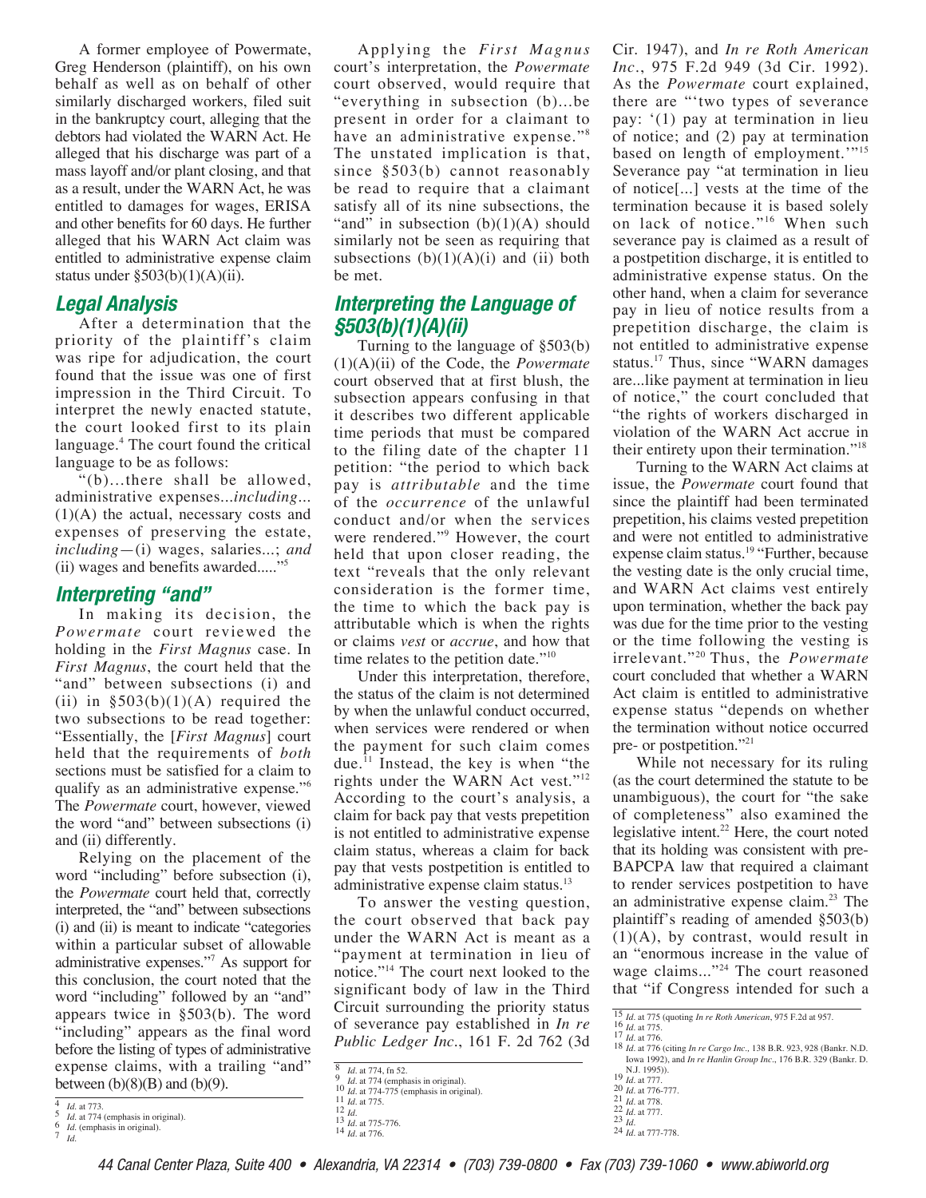A former employee of Powermate, Greg Henderson (plaintiff), on his own behalf as well as on behalf of other similarly discharged workers, filed suit in the bankruptcy court, alleging that the debtors had violated the WARN Act. He alleged that his discharge was part of a mass layoff and/or plant closing, and that as a result, under the WARN Act, he was entitled to damages for wages, ERISA and other benefits for 60 days. He further alleged that his WARN Act claim was entitled to administrative expense claim status under §503(b)(1)(A)(ii).

## Legal Analysis

After a determination that the priority of the plaintiff's claim was ripe for adjudication, the court found that the issue was one of first impression in the Third Circuit. To interpret the newly enacted statute, the court looked first to its plain language.[4] The court found the critical language to be as follows:

"(b)...there shall be allowed, administrative expenses...*including*... (1)(A) the actual, necessary costs and expenses of preserving the estate, *including*—(i) wages, salaries...; *and* (ii) wages and benefits awarded....."[5]

## Interpreting "and"

In making its decision, the *Powermate* court reviewed the holding in the *First Magnus* case. In *First Magnus*, the court held that the "and" between subsections (i) and (ii) in §503(b)(1)(A) required the two subsections to be read together: "Essentially, the [*First Magnus*] court held that the requirements of *both* sections must be satisfied for a claim to qualify as an administrative expense."[6] The *Powermate* court, however, viewed the word "and" between subsections (i) and (ii) differently.

Relying on the placement of the word "including" before subsection (i), the *Powermate* court held that, correctly interpreted, the "and" between subsections (i) and (ii) is meant to indicate "categories within a particular subset of allowable administrative expenses."[7] As support for this conclusion, the court noted that the word "including" followed by an "and" appears twice in §503(b). The word "including" appears as the final word before the listing of types of administrative expense claims, with a trailing "and" between (b)(8)(B) and (b)(9).

Applying the *First Magnus* court's interpretation, the *Powermate* court observed, would require that "everything in subsection (b)...be present in order for a claimant to have an administrative expense."[8] The unstated implication is that, since §503(b) cannot reasonably be read to require that a claimant satisfy all of its nine subsections, the "and" in subsection (b)(1)(A) should similarly not be seen as requiring that subsections (b)(1)(A)(i) and (ii) both be met.

## Interpreting the Language of §503(b)(1)(A)(ii)

Turning to the language of §503(b)(1)(A)(ii) of the Code, the *Powermate* court observed that at first blush, the subsection appears confusing in that it describes two different applicable time periods that must be compared to the filing date of the chapter 11 petition: "the period to which back pay is *attributable* and the time of the *occurrence* of the unlawful conduct and/or when the services were rendered."[9] However, the court held that upon closer reading, the text "reveals that the only relevant consideration is the former time, the time to which the back pay is attributable which is when the rights or claims *vest* or *accrue*, and how that time relates to the petition date."[10]

Under this interpretation, therefore, the status of the claim is not determined by when the unlawful conduct occurred, when services were rendered or when the payment for such claim comes due.[11] Instead, the key is when "the rights under the WARN Act vest."[12] According to the court's analysis, a claim for back pay that vests prepetition is not entitled to administrative expense claim status, whereas a claim for back pay that vests postpetition is entitled to administrative expense claim status.[13]

To answer the vesting question, the court observed that back pay under the WARN Act is meant as a "payment at termination in lieu of notice."[14] The court next looked to the significant body of law in the Third Circuit surrounding the priority status of severance pay established in *In re Public Ledger Inc.*, 161 F. 2d 762 (3d Cir. 1947), and *In re Roth American Inc.*, 975 F.2d 949 (3d Cir. 1992). As the *Powermate* court explained, there are "'two types of severance pay: '(1) pay at termination in lieu of notice; and (2) pay at termination based on length of employment.'"[15] Severance pay "at termination in lieu of notice[...] vests at the time of the termination because it is based solely on lack of notice."[16] When such severance pay is claimed as a result of a postpetition discharge, it is entitled to administrative expense status. On the other hand, when a claim for severance pay in lieu of notice results from a prepetition discharge, the claim is not entitled to administrative expense status.[17] Thus, since "WARN damages are...like payment at termination in lieu of notice," the court concluded that "the rights of workers discharged in violation of the WARN Act accrue in their entirety upon their termination."[18]

Turning to the WARN Act claims at issue, the *Powermate* court found that since the plaintiff had been terminated prepetition, his claims vested prepetition and were not entitled to administrative expense claim status.[19] "Further, because the vesting date is the only crucial time, and WARN Act claims vest entirely upon termination, whether the back pay was due for the time prior to the vesting or the time following the vesting is irrelevant."[20] Thus, the *Powermate* court concluded that whether a WARN Act claim is entitled to administrative expense status "depends on whether the termination without notice occurred pre- or postpetition."[21]

While not necessary for its ruling (as the court determined the statute to be unambiguous), the court for "the sake of completeness" also examined the legislative intent.[22] Here, the court noted that its holding was consistent with pre-BAPCPA law that required a claimant to render services postpetition to have an administrative expense claim.[23] The plaintiff's reading of amended §503(b)(1)(A), by contrast, would result in an "enormous increase in the value of wage claims..."[24] The court reasoned that "if Congress intended for such a

---

[4] *Id.* at 773.
[5] *Id.* at 774 (emphasis in original).
[6] *Id.* (emphasis in original).
[7] *Id.*
[8] *Id.* at 774, fn 52.
[9] *Id.* at 774 (emphasis in original).
[10] *Id.* at 774-775 (emphasis in original).
[11] *Id.* at 775.
[12] *Id.*
[13] *Id.* at 775-776.
[14] *Id.* at 776.
[15] *Id.* at 775 (quoting *In re Roth American*, 975 F.2d at 957.
[16] *Id.* at 775.
[17] *Id.* at 776.
[18] *Id.* at 776 (citing *In re Cargo Inc.*, 138 B.R. 923, 928 (Bankr. N.D. Iowa 1992), and *In re Hanlin Group Inc.*, 176 B.R. 329 (Bankr. D. N.J. 1995)).
[19] *Id.* at 777.
[20] *Id.* at 776-777.
[21] *Id.* at 778.
[22] *Id.* at 777.
[23] *Id.*
[24] *Id.* at 777-778.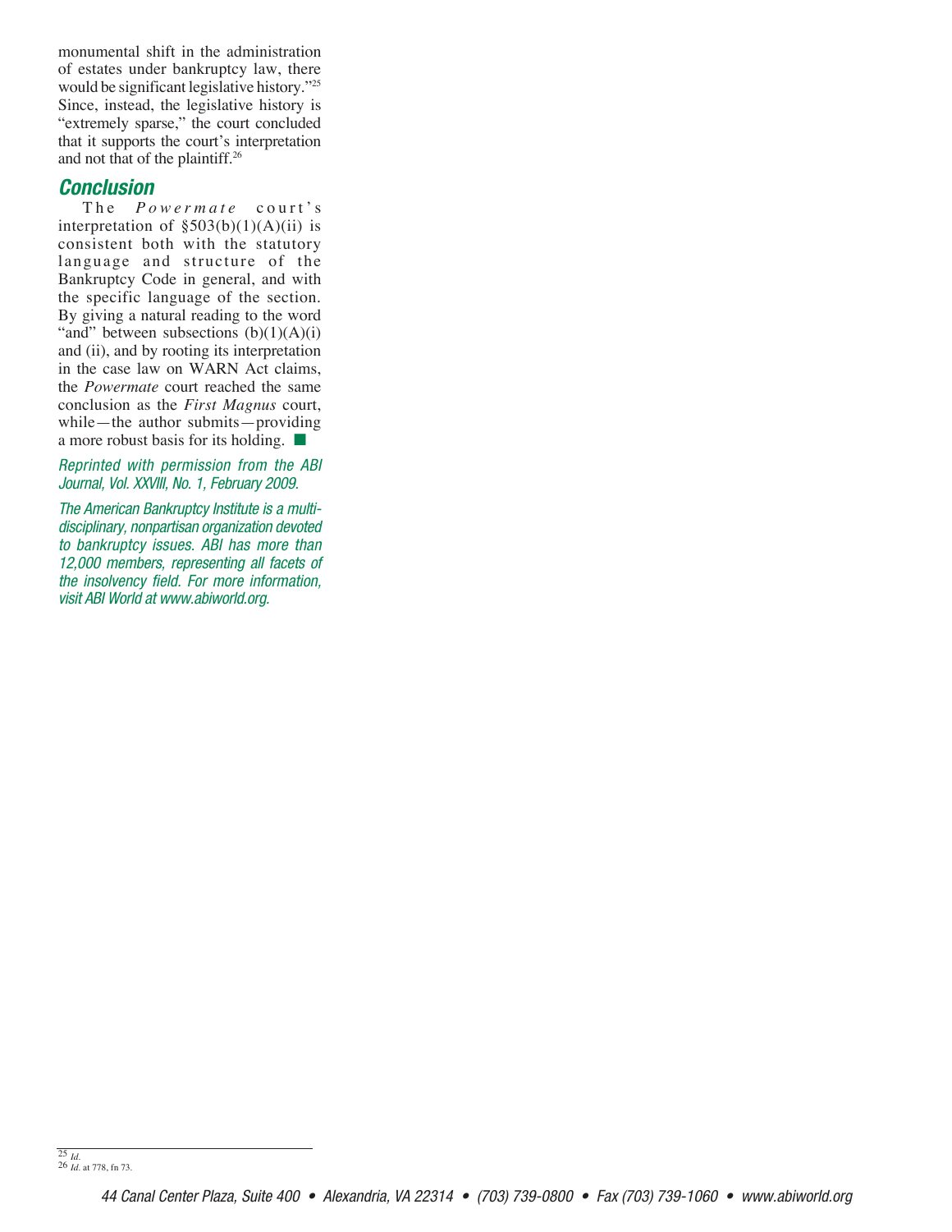monumental shift in the administration of estates under bankruptcy law, there would be significant legislative history."[25] Since, instead, the legislative history is "extremely sparse," the court concluded that it supports the court's interpretation and not that of the plaintiff.[26]

## Conclusion

The *Powermate* court's interpretation of §503(b)(1)(A)(ii) is consistent both with the statutory language and structure of the Bankruptcy Code in general, and with the specific language of the section. By giving a natural reading to the word "and" between subsections (b)(1)(A)(i) and (ii), and by rooting its interpretation in the case law on WARN Act claims, the *Powermate* court reached the same conclusion as the *First Magnus* court, while—the author submits—providing a more robust basis for its holding. ■

*Reprinted with permission from the ABI Journal, Vol. XXVIII, No. 1, February 2009.*

*The American Bankruptcy Institute is a multi-disciplinary, nonpartisan organization devoted to bankruptcy issues. ABI has more than 12,000 members, representing all facets of the insolvency field. For more information, visit ABI World at www.abiworld.org.*

---

25 *Id.*
26 *Id.* at 778, fn 73.

*44 Canal Center Plaza, Suite 400 • Alexandria, VA 22314 • (703) 739-0800 • Fax (703) 739-1060 • www.abiworld.org*